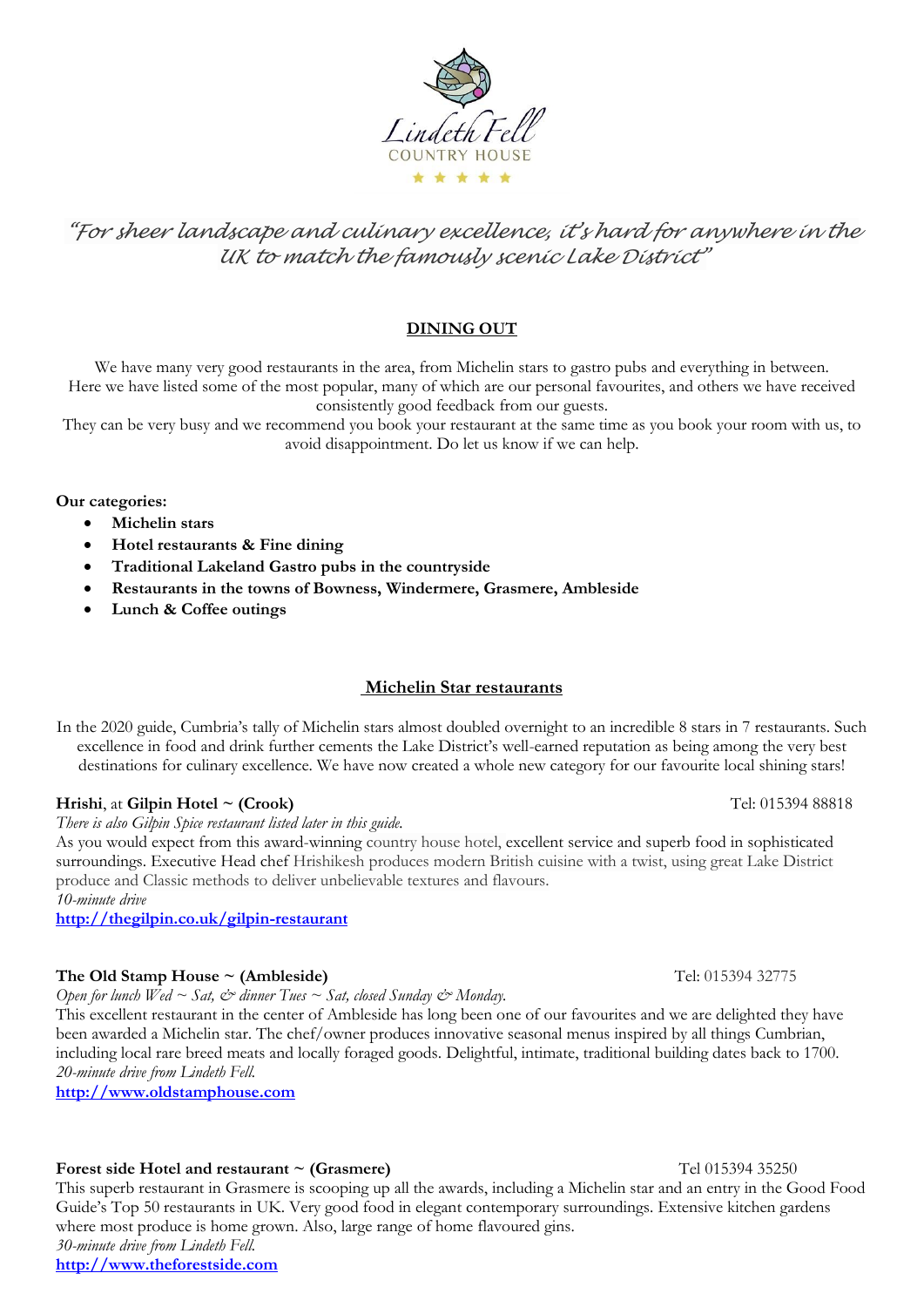Lindeth Fell
COUNTRY HOUSE
★ ★ ★ ★ ★

*"For sheer landscape and culinary excellence, it's hard for anywhere in the UK to match the famously scenic Lake District"*

## DINING OUT

We have many very good restaurants in the area, from Michelin stars to gastro pubs and everything in between. Here we have listed some of the most popular, many of which are our personal favourites, and others we have received consistently good feedback from our guests.
They can be very busy and we recommend you book your restaurant at the same time as you book your room with us, to avoid disappointment. Do let us know if we can help.

**Our categories:**

- **Michelin stars**
- **Hotel restaurants & Fine dining**
- **Traditional Lakeland Gastro pubs in the countryside**
- **Restaurants in the towns of Bowness, Windermere, Grasmere, Ambleside**
- **Lunch & Coffee outings**

## Michelin Star restaurants

In the 2020 guide, Cumbria's tally of Michelin stars almost doubled overnight to an incredible 8 stars in 7 restaurants. Such excellence in food and drink further cements the Lake District's well-earned reputation as being among the very best destinations for culinary excellence. We have now created a whole new category for our favourite local shining stars!

**Hrishi**, at **Gilpin Hotel ~ (Crook)** Tel: 015394 88818
*There is also Gilpin Spice restaurant listed later in this guide.*
As you would expect from this award-winning country house hotel, excellent service and superb food in sophisticated surroundings. Executive Head chef Hrishikesh produces modern British cuisine with a twist, using great Lake District produce and Classic methods to deliver unbelievable textures and flavours.
*10-minute drive*
**http://thegilpin.co.uk/gilpin-restaurant**

**The Old Stamp House ~ (Ambleside)** Tel: 015394 32775
*Open for lunch Wed ~ Sat, & dinner Tues ~ Sat, closed Sunday & Monday.*
This excellent restaurant in the center of Ambleside has long been one of our favourites and we are delighted they have been awarded a Michelin star. The chef/owner produces innovative seasonal menus inspired by all things Cumbrian, including local rare breed meats and locally foraged goods. Delightful, intimate, traditional building dates back to 1700.
*20-minute drive from Lindeth Fell.*
**http://www.oldstamphouse.com**

**Forest side Hotel and restaurant ~ (Grasmere)** Tel 015394 35250
This superb restaurant in Grasmere is scooping up all the awards, including a Michelin star and an entry in the Good Food Guide's Top 50 restaurants in UK. Very good food in elegant contemporary surroundings. Extensive kitchen gardens where most produce is home grown. Also, large range of home flavoured gins.
*30-minute drive from Lindeth Fell.*
**http://www.theforestside.com**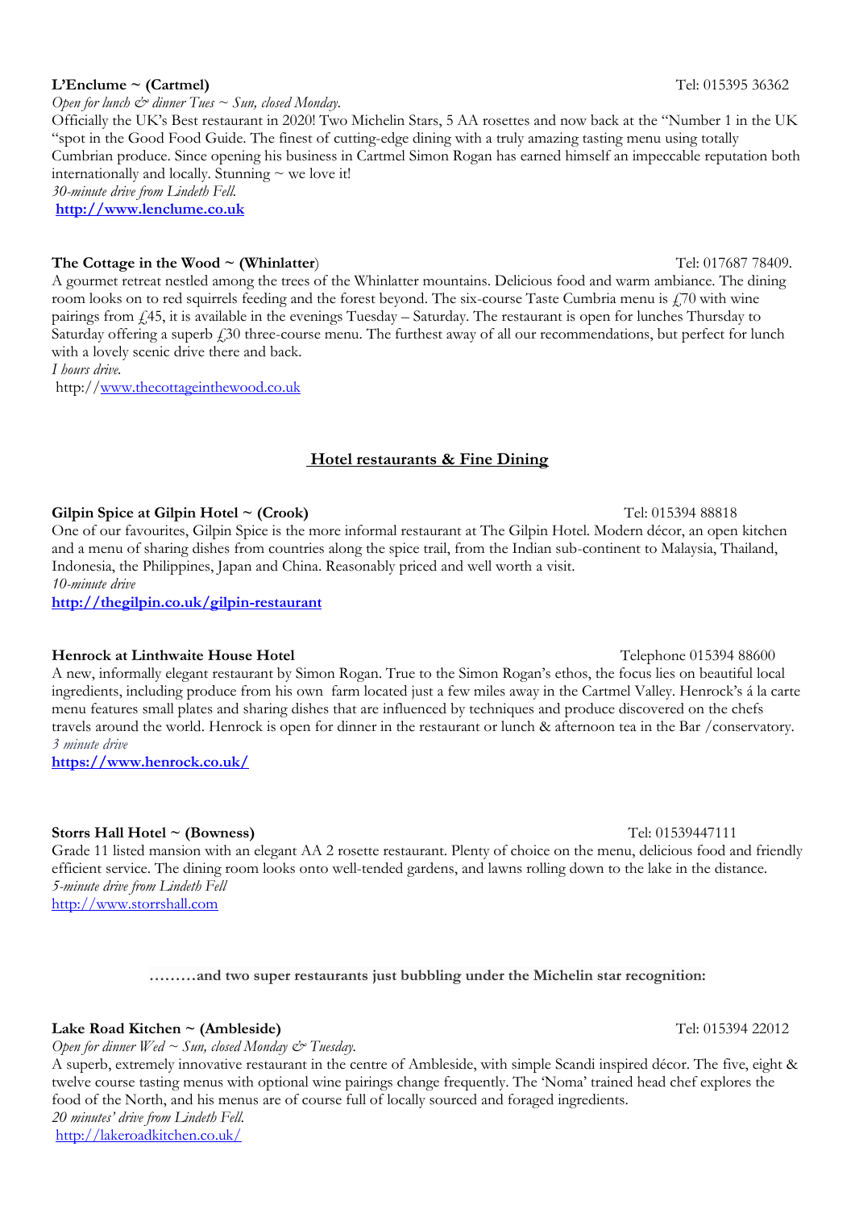**L'Enclume ~ (Cartmel)** Tel: 015395 36362

*Open for lunch & dinner Tues ~ Sun, closed Monday.*

Officially the UK's Best restaurant in 2020! Two Michelin Stars, 5 AA rosettes and now back at the "Number 1 in the UK "spot in the Good Food Guide. The finest of cutting-edge dining with a truly amazing tasting menu using totally Cumbrian produce. Since opening his business in Cartmel Simon Rogan has earned himself an impeccable reputation both internationally and locally. Stunning ~ we love it!

*30-minute drive from Lindeth Fell.*

**http://www.lenclume.co.uk**

**The Cottage in the Wood ~ (Whinlatter)** Tel: 017687 78409.

A gourmet retreat nestled among the trees of the Whinlatter mountains. Delicious food and warm ambiance. The dining room looks on to red squirrels feeding and the forest beyond. The six-course Taste Cumbria menu is £70 with wine pairings from £45, it is available in the evenings Tuesday – Saturday. The restaurant is open for lunches Thursday to Saturday offering a superb £30 three-course menu. The furthest away of all our recommendations, but perfect for lunch with a lovely scenic drive there and back.

*I hours drive.*

http://www.thecottageinthewood.co.uk

## Hotel restaurants & Fine Dining

**Gilpin Spice at Gilpin Hotel ~ (Crook)** Tel: 015394 88818

One of our favourites, Gilpin Spice is the more informal restaurant at The Gilpin Hotel. Modern décor, an open kitchen and a menu of sharing dishes from countries along the spice trail, from the Indian sub-continent to Malaysia, Thailand, Indonesia, the Philippines, Japan and China. Reasonably priced and well worth a visit.

*10-minute drive*

**http://thegilpin.co.uk/gilpin-restaurant**

**Henrock at Linthwaite House Hotel** Telephone 015394 88600

A new, informally elegant restaurant by Simon Rogan. True to the Simon Rogan's ethos, the focus lies on beautiful local ingredients, including produce from his own farm located just a few miles away in the Cartmel Valley. Henrock's á la carte menu features small plates and sharing dishes that are influenced by techniques and produce discovered on the chefs travels around the world. Henrock is open for dinner in the restaurant or lunch & afternoon tea in the Bar /conservatory.

*3 minute drive*

**https://www.henrock.co.uk/**

**Storrs Hall Hotel ~ (Bowness)** Tel: 01539447111

Grade 11 listed mansion with an elegant AA 2 rosette restaurant. Plenty of choice on the menu, delicious food and friendly efficient service. The dining room looks onto well-tended gardens, and lawns rolling down to the lake in the distance.

*5-minute drive from Lindeth Fell*

http://www.storrshall.com

**………and two super restaurants just bubbling under the Michelin star recognition:**

**Lake Road Kitchen ~ (Ambleside)** Tel: 015394 22012

*Open for dinner Wed ~ Sun, closed Monday & Tuesday.*

A superb, extremely innovative restaurant in the centre of Ambleside, with simple Scandi inspired décor. The five, eight & twelve course tasting menus with optional wine pairings change frequently. The 'Noma' trained head chef explores the food of the North, and his menus are of course full of locally sourced and foraged ingredients.

*20 minutes' drive from Lindeth Fell.*

http://lakeroadkitchen.co.uk/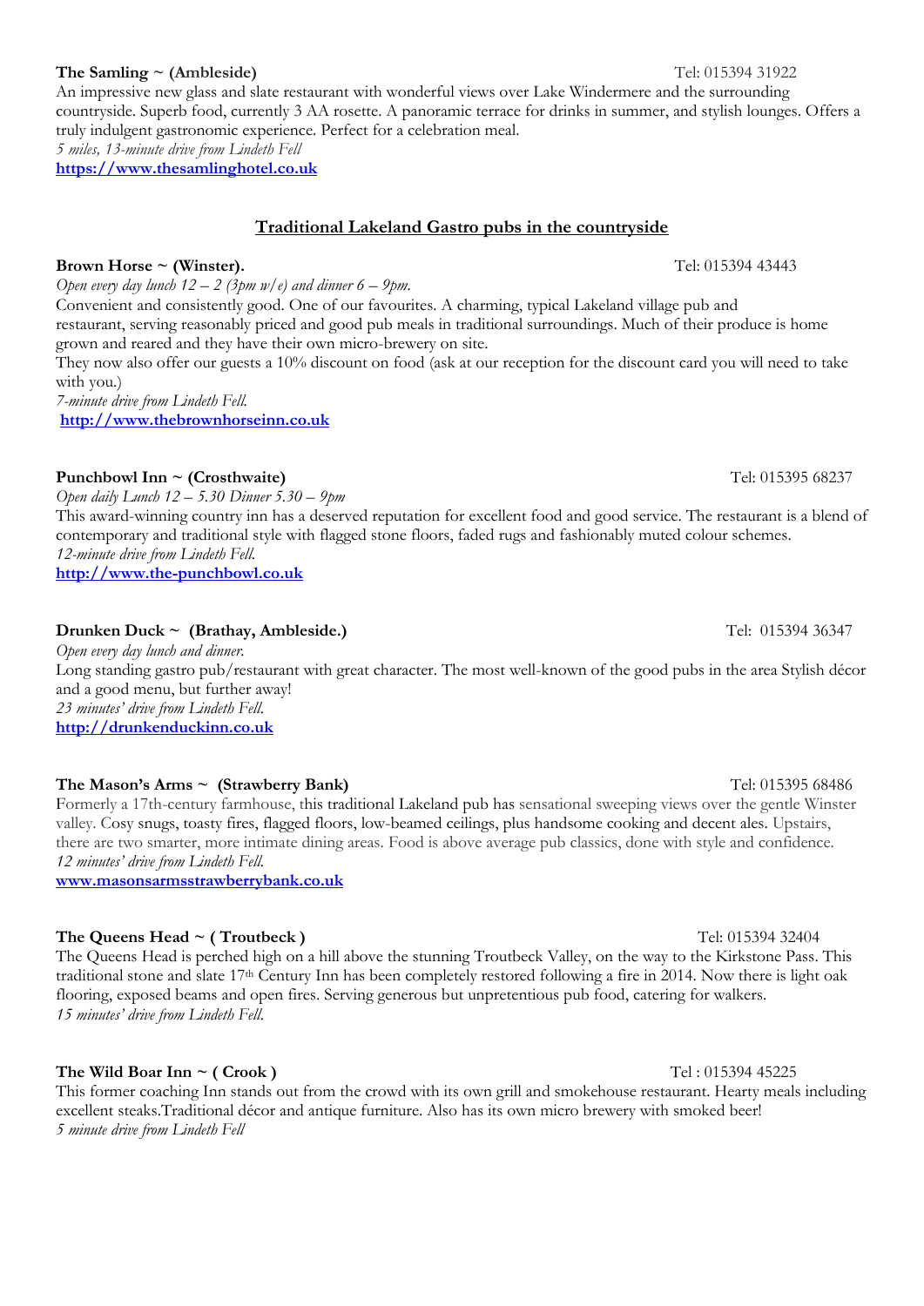**The Samling ~ (Ambleside)** Tel: 015394 31922

An impressive new glass and slate restaurant with wonderful views over Lake Windermere and the surrounding countryside. Superb food, currently 3 AA rosette. A panoramic terrace for drinks in summer, and stylish lounges. Offers a truly indulgent gastronomic experience. Perfect for a celebration meal.

*5 miles, 13-minute drive from Lindeth Fell*

**https://www.thesamlinghotel.co.uk**

## Traditional Lakeland Gastro pubs in the countryside

**Brown Horse ~ (Winster).** Tel: 015394 43443

*Open every day lunch 12 – 2 (3pm w/e) and dinner 6 – 9pm.*

Convenient and consistently good. One of our favourites. A charming, typical Lakeland village pub and restaurant, serving reasonably priced and good pub meals in traditional surroundings. Much of their produce is home grown and reared and they have their own micro-brewery on site.

They now also offer our guests a 10% discount on food (ask at our reception for the discount card you will need to take with you.)

*7-minute drive from Lindeth Fell.*

**http://www.thebrownhorseinn.co.uk**

**Punchbowl Inn ~ (Crosthwaite)** Tel: 015395 68237

*Open daily Lunch 12 – 5.30 Dinner 5.30 – 9pm*

This award-winning country inn has a deserved reputation for excellent food and good service. The restaurant is a blend of contemporary and traditional style with flagged stone floors, faded rugs and fashionably muted colour schemes.

*12-minute drive from Lindeth Fell.*

**http://www.the-punchbowl.co.uk**

**Drunken Duck ~ (Brathay, Ambleside.)** Tel: 015394 36347

*Open every day lunch and dinner.*

Long standing gastro pub/restaurant with great character. The most well-known of the good pubs in the area Stylish décor and a good menu, but further away!

*23 minutes' drive from Lindeth Fell.*

**http://drunkenduckinn.co.uk**

**The Mason's Arms ~ (Strawberry Bank)** Tel: 015395 68486

Formerly a 17th-century farmhouse, this traditional Lakeland pub has sensational sweeping views over the gentle Winster valley. Cosy snugs, toasty fires, flagged floors, low-beamed ceilings, plus handsome cooking and decent ales. Upstairs, there are two smarter, more intimate dining areas. Food is above average pub classics, done with style and confidence.

*12 minutes' drive from Lindeth Fell.*

**www.masonsarmsstrawberrybank.co.uk**

**The Queens Head ~ ( Troutbeck )** Tel: 015394 32404

The Queens Head is perched high on a hill above the stunning Troutbeck Valley, on the way to the Kirkstone Pass. This traditional stone and slate 17th Century Inn has been completely restored following a fire in 2014. Now there is light oak flooring, exposed beams and open fires. Serving generous but unpretentious pub food, catering for walkers.

*15 minutes' drive from Lindeth Fell.*

**The Wild Boar Inn ~ ( Crook )** Tel : 015394 45225

This former coaching Inn stands out from the crowd with its own grill and smokehouse restaurant. Hearty meals including excellent steaks.Traditional décor and antique furniture. Also has its own micro brewery with smoked beer!

*5 minute drive from Lindeth Fell*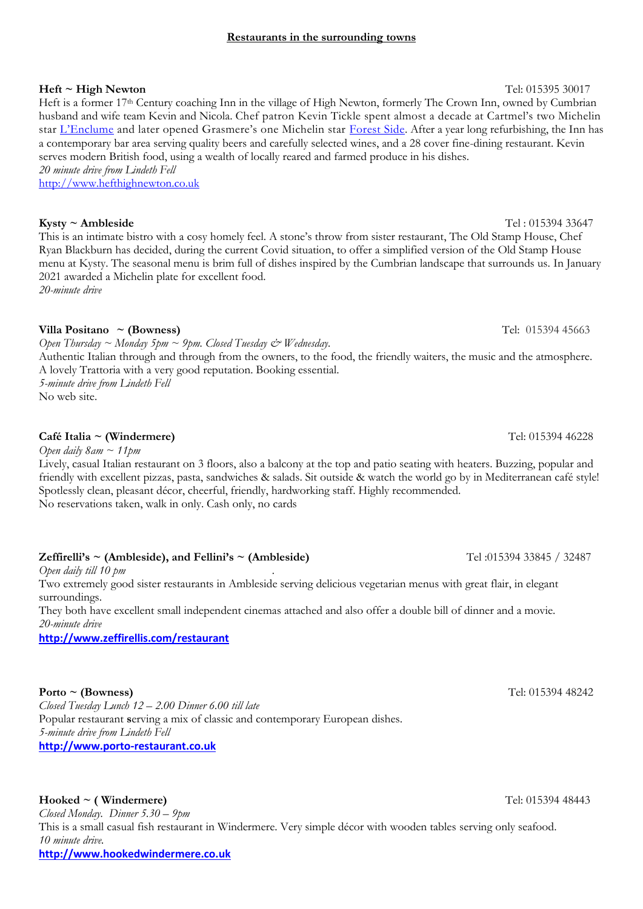## Restaurants in the surrounding towns

**Heft ~ High Newton** Tel: 015395 30017

Heft is a former 17th Century coaching Inn in the village of High Newton, formerly The Crown Inn, owned by Cumbrian husband and wife team Kevin and Nicola. Chef patron Kevin Tickle spent almost a decade at Cartmel's two Michelin star [L'Enclume](#) and later opened Grasmere's one Michelin star [Forest Side](#). After a year long refurbishing, the Inn has a contemporary bar area serving quality beers and carefully selected wines, and a 28 cover fine-dining restaurant. Kevin serves modern British food, using a wealth of locally reared and farmed produce in his dishes.

*20 minute drive from Lindeth Fell*

http://www.hefthighnewton.co.uk

**Kysty ~ Ambleside** Tel : 015394 33647

This is an intimate bistro with a cosy homely feel. A stone's throw from sister restaurant, The Old Stamp House, Chef Ryan Blackburn has decided, during the current Covid situation, to offer a simplified version of the Old Stamp House menu at Kysty. The seasonal menu is brim full of dishes inspired by the Cumbrian landscape that surrounds us. In January 2021 awarded a Michelin plate for excellent food.

*20-minute drive*

**Villa Positano ~ (Bowness)** Tel: 015394 45663

*Open Thursday ~ Monday 5pm ~ 9pm. Closed Tuesday & Wednesday.*

Authentic Italian through and through from the owners, to the food, the friendly waiters, the music and the atmosphere. A lovely Trattoria with a very good reputation. Booking essential.

*5-minute drive from Lindeth Fell*

No web site.

**Café Italia ~ (Windermere)** Tel: 015394 46228

*Open daily 8am ~ 11pm*

Lively, casual Italian restaurant on 3 floors, also a balcony at the top and patio seating with heaters. Buzzing, popular and friendly with excellent pizzas, pasta, sandwiches & salads. Sit outside & watch the world go by in Mediterranean café style! Spotlessly clean, pleasant décor, cheerful, friendly, hardworking staff. Highly recommended.

No reservations taken, walk in only. Cash only, no cards

**Zeffirelli's ~ (Ambleside), and Fellini's ~ (Ambleside)** Tel :015394 33845 / 32487

*Open daily till 10 pm*

Two extremely good sister restaurants in Ambleside serving delicious vegetarian menus with great flair, in elegant surroundings.

They both have excellent small independent cinemas attached and also offer a double bill of dinner and a movie.

*20-minute drive*

**http://www.zeffirellis.com/restaurant**

**Porto ~ (Bowness)** Tel: 015394 48242

*Closed Tuesday Lunch 12 – 2.00 Dinner 6.00 till late*

Popular restaurant **s**erving a mix of classic and contemporary European dishes.

*5-minute drive from Lindeth Fell*

**http://www.porto-restaurant.co.uk**

**Hooked ~ ( Windermere)** Tel: 015394 48443

*Closed Monday. Dinner 5.30 – 9pm*

This is a small casual fish restaurant in Windermere. Very simple décor with wooden tables serving only seafood.

*10 minute drive.*

**http://www.hookedwindermere.co.uk**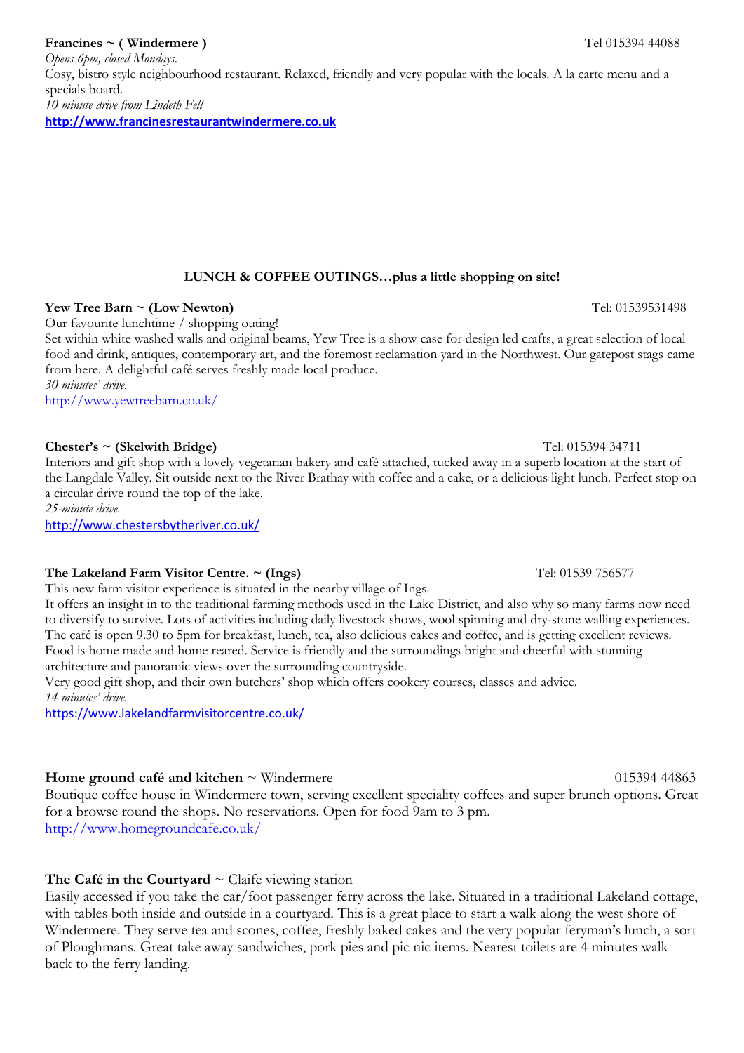**Francines ~ ( Windermere )** Tel 015394 44088

*Opens 6pm, closed Mondays.*

Cosy, bistro style neighbourhood restaurant. Relaxed, friendly and very popular with the locals. A la carte menu and a specials board.

*10 minute drive from Lindeth Fell*

**http://www.francinesrestaurantwindermere.co.uk**

**LUNCH & COFFEE OUTINGS…plus a little shopping on site!**

**Yew Tree Barn ~ (Low Newton)** Tel: 01539531498

Our favourite lunchtime / shopping outing!

Set within white washed walls and original beams, Yew Tree is a show case for design led crafts, a great selection of local food and drink, antiques, contemporary art, and the foremost reclamation yard in the Northwest. Our gatepost stags came from here. A delightful café serves freshly made local produce.

*30 minutes' drive.*

http://www.yewtreebarn.co.uk/

**Chester's ~ (Skelwith Bridge)** Tel: 015394 34711

Interiors and gift shop with a lovely vegetarian bakery and café attached, tucked away in a superb location at the start of the Langdale Valley. Sit outside next to the River Brathay with coffee and a cake, or a delicious light lunch. Perfect stop on a circular drive round the top of the lake.

*25-minute drive.*

http://www.chestersbytheriver.co.uk/

**The Lakeland Farm Visitor Centre. ~ (Ings)** Tel: 01539 756577

This new farm visitor experience is situated in the nearby village of Ings.

It offers an insight in to the traditional farming methods used in the Lake District, and also why so many farms now need to diversify to survive. Lots of activities including daily livestock shows, wool spinning and dry-stone walling experiences. The café is open 9.30 to 5pm for breakfast, lunch, tea, also delicious cakes and coffee, and is getting excellent reviews. Food is home made and home reared. Service is friendly and the surroundings bright and cheerful with stunning architecture and panoramic views over the surrounding countryside.

Very good gift shop, and their own butchers' shop which offers cookery courses, classes and advice.

*14 minutes' drive.*

https://www.lakelandfarmvisitorcentre.co.uk/

**Home ground café and kitchen** ~ Windermere 015394 44863

Boutique coffee house in Windermere town, serving excellent speciality coffees and super brunch options. Great for a browse round the shops. No reservations. Open for food 9am to 3 pm.

http://www.homegroundcafe.co.uk/

**The Café in the Courtyard** ~ Claife viewing station

Easily accessed if you take the car/foot passenger ferry across the lake. Situated in a traditional Lakeland cottage, with tables both inside and outside in a courtyard. This is a great place to start a walk along the west shore of Windermere. They serve tea and scones, coffee, freshly baked cakes and the very popular feryman's lunch, a sort of Ploughmans. Great take away sandwiches, pork pies and pic nic items. Nearest toilets are 4 minutes walk back to the ferry landing.